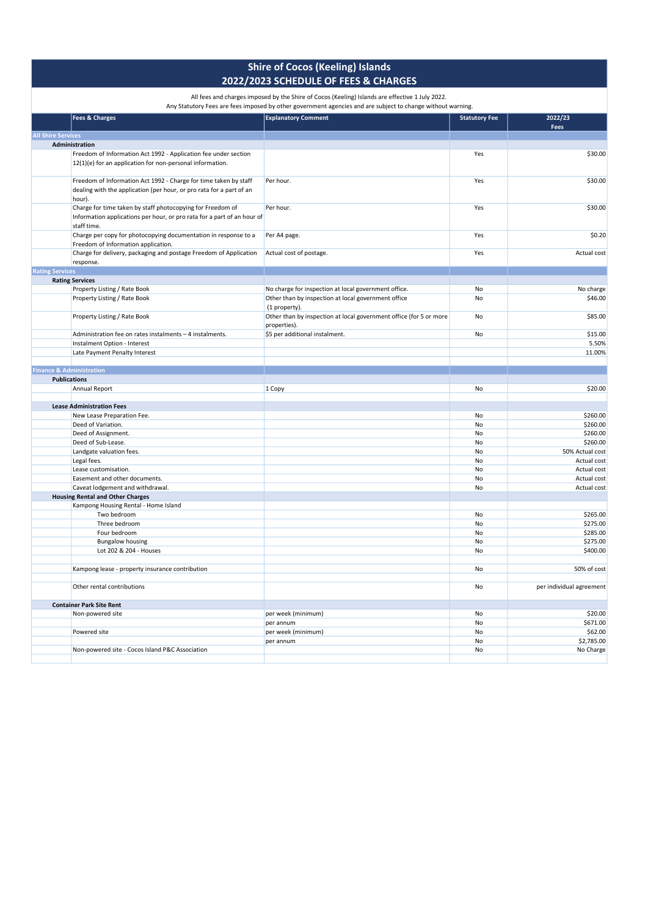# Shire of Cocos (Keeling) Islands
## 2022/2023 SCHEDULE OF FEES & CHARGES

All fees and charges imposed by the Shire of Cocos (Keeling) Islands are effective 1 July 2022.
Any Statutory Fees are fees imposed by other government agencies and are subject to change without warning.

| | Fees & Charges | Explanatory Comment | Statutory Fee | 2022/23 Fees |
|---|---|---|---|---|
| **All Shire Services** | | | | |
| **Administration** | | | | |
| | Freedom of Information Act 1992 - Application fee under section 12(1)(e) for an application for non-personal information. | | Yes | $30.00 |
| | Freedom of Information Act 1992 - Charge for time taken by staff dealing with the application (per hour, or pro rata for a part of an hour). | Per hour. | Yes | $30.00 |
| | Charge for time taken by staff photocopying for Freedom of Information applications per hour, or pro rata for a part of an hour of staff time. | Per hour. | Yes | $30.00 |
| | Charge per copy for photocopying documentation in response to a Freedom of Information application. | Per A4 page. | Yes | $0.20 |
| | Charge for delivery, packaging and postage Freedom of Application response. | Actual cost of postage. | Yes | Actual cost |
| **Rating Services** | | | | |
| **Rating Services** | | | | |
| | Property Listing / Rate Book | No charge for inspection at local government office. | No | No charge |
| | Property Listing / Rate Book | Other than by inspection at local government office (1 property). | No | $46.00 |
| | Property Listing / Rate Book | Other than by inspection at local government office (for 5 or more properties). | No | $85.00 |
| | Administration fee on rates instalments – 4 instalments. | $5 per additional instalment. | No | $15.00 |
| | Instalment Option - Interest | | | 5.50% |
| | Late Payment Penalty Interest | | | 11.00% |
| **Finance & Administration** | | | | |
| **Publications** | | | | |
| | Annual Report | 1 Copy | No | $20.00 |
| **Lease Administration Fees** | | | | |
| | New Lease Preparation Fee. | | No | $260.00 |
| | Deed of Variation. | | No | $260.00 |
| | Deed of Assignment. | | No | $260.00 |
| | Deed of Sub-Lease. | | No | $260.00 |
| | Landgate valuation fees. | | No | 50% Actual cost |
| | Legal fees. | | No | Actual cost |
| | Lease customisation. | | No | Actual cost |
| | Easement and other documents. | | No | Actual cost |
| | Caveat lodgement and withdrawal. | | No | Actual cost |
| **Housing Rental and Other Charges** | | | | |
| | Kampong Housing Rental - Home Island | | | |
| | Two bedroom | | No | $265.00 |
| | Three bedroom | | No | $275.00 |
| | Four bedroom | | No | $285.00 |
| | Bungalow housing | | No | $275.00 |
| | Lot 202 & 204 - Houses | | No | $400.00 |
| | Kampong lease - property insurance contribution | | No | 50% of cost |
| | Other rental contributions | | No | per individual agreement |
| **Container Park Site Rent** | | | | |
| | Non-powered site | per week (minimum) | No | $20.00 |
| | | per annum | No | $671.00 |
| | Powered site | per week (minimum) | No | $62.00 |
| | | per annum | No | $2,785.00 |
| | Non-powered site - Cocos Island P&C Association | | No | No Charge |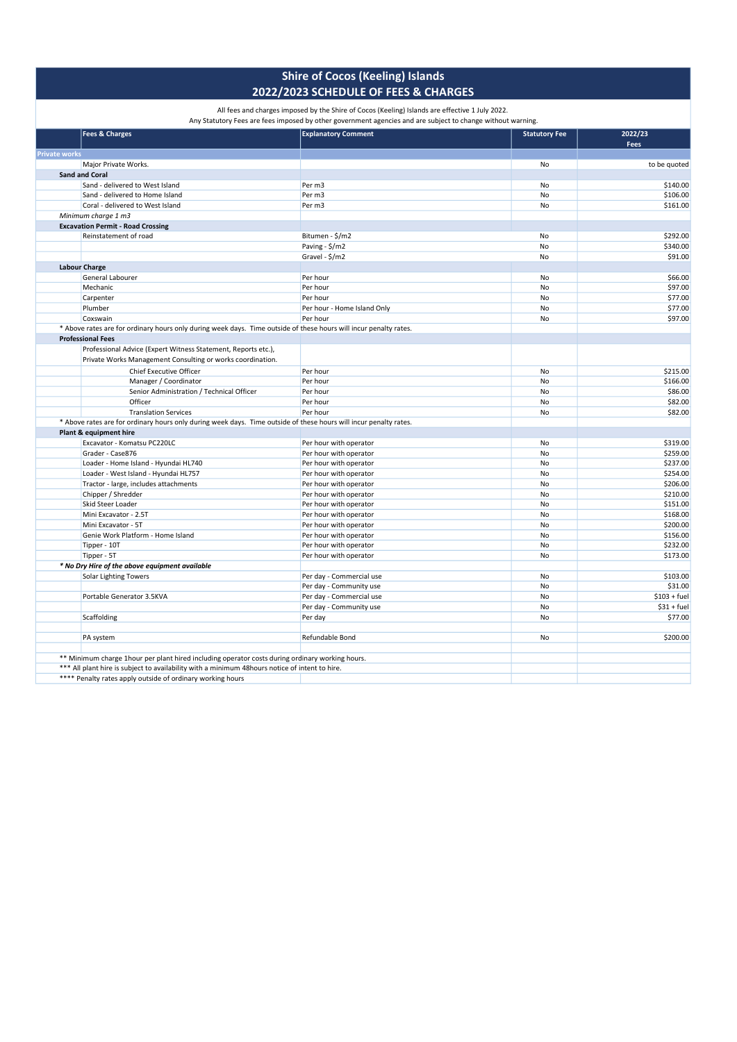# Shire of Cocos (Keeling) Islands
## 2022/2023 SCHEDULE OF FEES & CHARGES

All fees and charges imposed by the Shire of Cocos (Keeling) Islands are effective 1 July 2022.
Any Statutory Fees are fees imposed by other government agencies and are subject to change without warning.

| Fees & Charges | Explanatory Comment | Statutory Fee | 2022/23 Fees |
|---|---|---|---|
| **Private works** | | | |
| Major Private Works. | | No | to be quoted |
| **Sand and Coral** | | | |
| Sand - delivered to West Island | Per m3 | No | $140.00 |
| Sand - delivered to Home Island | Per m3 | No | $106.00 |
| Coral - delivered to West Island | Per m3 | No | $161.00 |
| *Minimum charge 1 m3* | | | |
| **Excavation Permit - Road Crossing** | | | |
| Reinstatement of road | Bitumen - $/m2 | No | $292.00 |
| | Paving - $/m2 | No | $340.00 |
| | Gravel - $/m2 | No | $91.00 |
| **Labour Charge** | | | |
| General Labourer | Per hour | No | $66.00 |
| Mechanic | Per hour | No | $97.00 |
| Carpenter | Per hour | No | $77.00 |
| Plumber | Per hour - Home Island Only | No | $77.00 |
| Coxswain | Per hour | No | $97.00 |
| * Above rates are for ordinary hours only during week days. Time outside of these hours will incur penalty rates. | | | |
| **Professional Fees** | | | |
| Professional Advice (Expert Witness Statement, Reports etc.), Private Works Management Consulting or works coordination. | | | |
| Chief Executive Officer | Per hour | No | $215.00 |
| Manager / Coordinator | Per hour | No | $166.00 |
| Senior Administration / Technical Officer | Per hour | No | $86.00 |
| Officer | Per hour | No | $82.00 |
| Translation Services | Per hour | No | $82.00 |
| * Above rates are for ordinary hours only during week days. Time outside of these hours will incur penalty rates. | | | |
| **Plant & equipment hire** | | | |
| Excavator - Komatsu PC220LC | Per hour with operator | No | $319.00 |
| Grader - Case876 | Per hour with operator | No | $259.00 |
| Loader - Home Island - Hyundai HL740 | Per hour with operator | No | $237.00 |
| Loader - West Island - Hyundai HL757 | Per hour with operator | No | $254.00 |
| Tractor - large, includes attachments | Per hour with operator | No | $206.00 |
| Chipper / Shredder | Per hour with operator | No | $210.00 |
| Skid Steer Loader | Per hour with operator | No | $151.00 |
| Mini Excavator - 2.5T | Per hour with operator | No | $168.00 |
| Mini Excavator - 5T | Per hour with operator | No | $200.00 |
| Genie Work Platform - Home Island | Per hour with operator | No | $156.00 |
| Tipper - 10T | Per hour with operator | No | $232.00 |
| Tipper - 5T | Per hour with operator | No | $173.00 |
| ***\* No Dry Hire of the above equipment available*** | | | |
| Solar Lighting Towers | Per day - Commercial use | No | $103.00 |
| | Per day - Community use | No | $31.00 |
| Portable Generator 3.5KVA | Per day - Commercial use | No | $103 + fuel |
| | Per day - Community use | No | $31 + fuel |
| Scaffolding | Per day | No | $77.00 |
| | | | |
| PA system | Refundable Bond | No | $200.00 |
| | | | |
| ** Minimum charge 1hour per plant hired including operator costs during ordinary working hours. | | | |
| *** All plant hire is subject to availability with a minimum 48hours notice of intent to hire. | | | |
| **** Penalty rates apply outside of ordinary working hours | | | |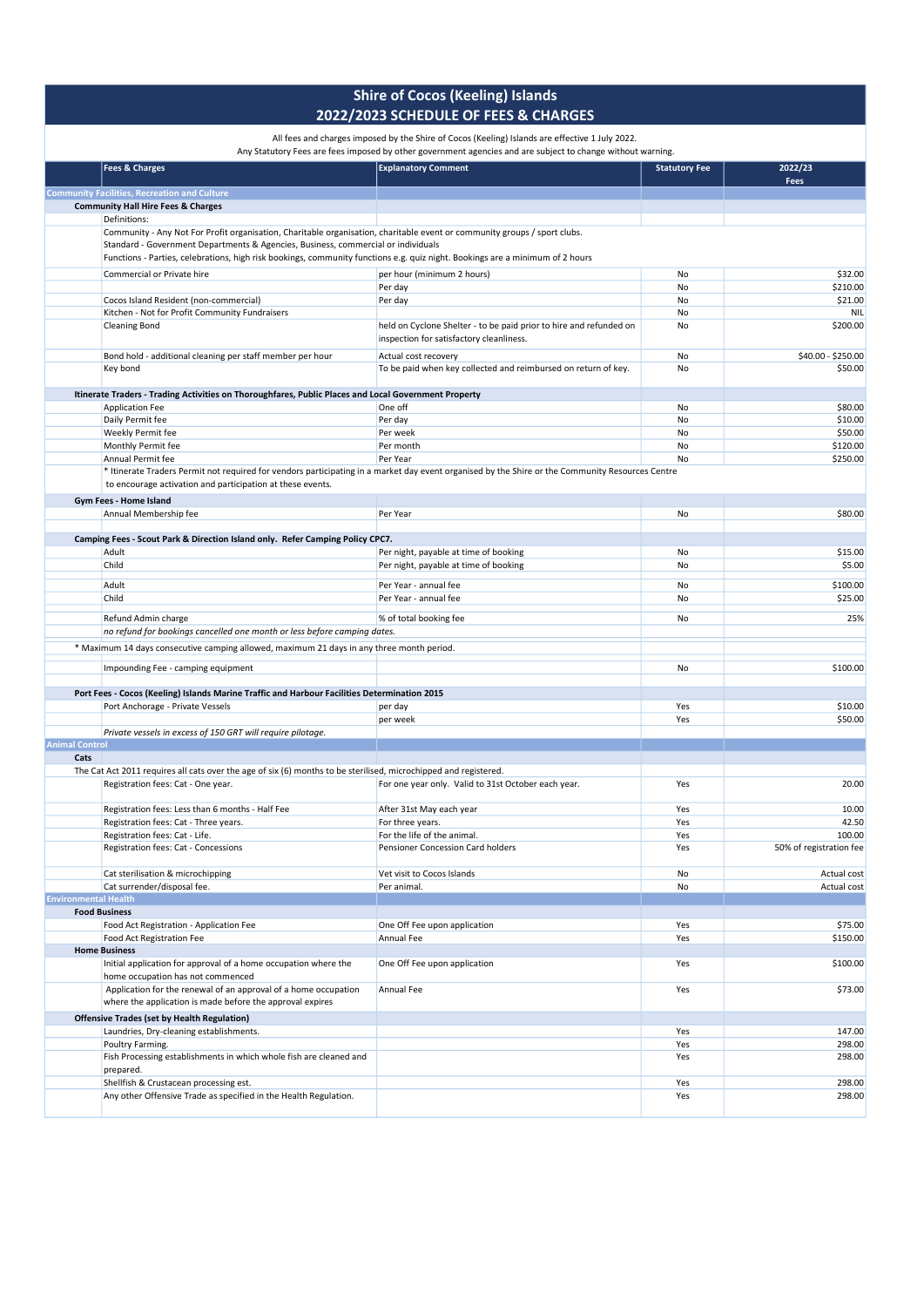# Shire of Cocos (Keeling) Islands
## 2022/2023 SCHEDULE OF FEES & CHARGES

All fees and charges imposed by the Shire of Cocos (Keeling) Islands are effective 1 July 2022.
Any Statutory Fees are fees imposed by other government agencies and are subject to change without warning.

| Fees & Charges | Explanatory Comment | Statutory Fee | 2022/23 Fees |
|---|---|---|---|
| **Community Facilities, Recreation and Culture** | | | |
| **Community Hall Hire Fees & Charges** | | | |
| Definitions: | | | |
| Community - Any Not For Profit organisation, Charitable organisation, charitable event or community groups / sport clubs.<br>Standard - Government Departments & Agencies, Business, commercial or individuals<br>Functions - Parties, celebrations, high risk bookings, community functions e.g. quiz night. Bookings are a minimum of 2 hours | | | |
| Commercial or Private hire | per hour (minimum 2 hours) | No | $32.00 |
| | Per day | No | $210.00 |
| Cocos Island Resident (non-commercial) | Per day | No | $21.00 |
| Kitchen - Not for Profit Community Fundraisers | | No | NIL |
| Cleaning Bond | held on Cyclone Shelter - to be paid prior to hire and refunded on inspection for satisfactory cleanliness. | No | $200.00 |
| Bond hold - additional cleaning per staff member per hour | Actual cost recovery | No | $40.00 - $250.00 |
| Key bond | To be paid when key collected and reimbursed on return of key. | No | $50.00 |
| **Itinerate Traders - Trading Activities on Thoroughfares, Public Places and Local Government Property** | | | |
| Application Fee | One off | No | $80.00 |
| Daily Permit fee | Per day | No | $10.00 |
| Weekly Permit fee | Per week | No | $50.00 |
| Monthly Permit fee | Per month | No | $120.00 |
| Annual Permit fee | Per Year | No | $250.00 |
| * Itinerate Traders Permit not required for vendors participating in a market day event organised by the Shire or the Community Resources Centre to encourage activation and participation at these events. | | | |
| **Gym Fees - Home Island** | | | |
| Annual Membership fee | Per Year | No | $80.00 |
| **Camping Fees - Scout Park & Direction Island only. Refer Camping Policy CPC7.** | | | |
| Adult | Per night, payable at time of booking | No | $15.00 |
| Child | Per night, payable at time of booking | No | $5.00 |
| Adult | Per Year - annual fee | No | $100.00 |
| Child | Per Year - annual fee | No | $25.00 |
| Refund Admin charge | % of total booking fee | No | 25% |
| *no refund for bookings cancelled one month or less before camping dates.* | | | |
| * Maximum 14 days consecutive camping allowed, maximum 21 days in any three month period. | | | |
| Impounding Fee - camping equipment | | No | $100.00 |
| **Port Fees - Cocos (Keeling) Islands Marine Traffic and Harbour Facilities Determination 2015** | | | |
| Port Anchorage - Private Vessels | per day | Yes | $10.00 |
| | per week | Yes | $50.00 |
| *Private vessels in excess of 150 GRT will require pilotage.* | | | |
| **Animal Control** | | | |
| **Cats** | | | |
| The Cat Act 2011 requires all cats over the age of six (6) months to be sterilised, microchipped and registered. | | | |
| Registration fees: Cat - One year. | For one year only. Valid to 31st October each year. | Yes | 20.00 |
| Registration fees: Less than 6 months - Half Fee | After 31st May each year | Yes | 10.00 |
| Registration fees: Cat - Three years. | For three years. | Yes | 42.50 |
| Registration fees: Cat - Life. | For the life of the animal. | Yes | 100.00 |
| Registration fees: Cat - Concessions | Pensioner Concession Card holders | Yes | 50% of registration fee |
| Cat sterilisation & microchipping | Vet visit to Cocos Islands | No | Actual cost |
| Cat surrender/disposal fee. | Per animal. | No | Actual cost |
| **Environmental Health** | | | |
| **Food Business** | | | |
| Food Act Registration - Application Fee | One Off Fee upon application | Yes | $75.00 |
| Food Act Registration Fee | Annual Fee | Yes | $150.00 |
| **Home Business** | | | |
| Initial application for approval of a home occupation where the home occupation has not commenced | One Off Fee upon application | Yes | $100.00 |
| Application for the renewal of an approval of a home occupation where the application is made before the approval expires | Annual Fee | Yes | $73.00 |
| **Offensive Trades (set by Health Regulation)** | | | |
| Laundries, Dry-cleaning establishments. | | Yes | 147.00 |
| Poultry Farming. | | Yes | 298.00 |
| Fish Processing establishments in which whole fish are cleaned and prepared. | | Yes | 298.00 |
| Shellfish & Crustacean processing est. | | Yes | 298.00 |
| Any other Offensive Trade as specified in the Health Regulation. | | Yes | 298.00 |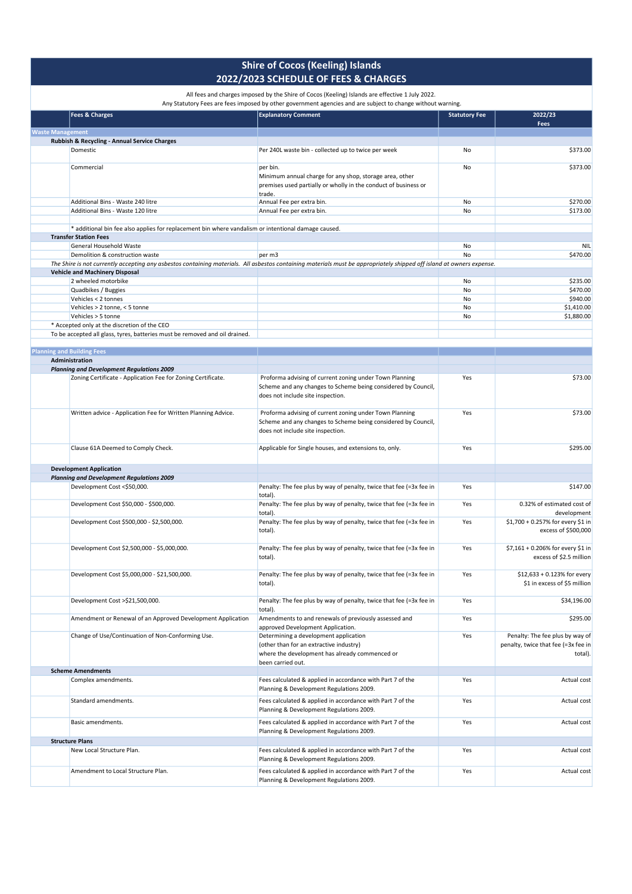# Shire of Cocos (Keeling) Islands
## 2022/2023 SCHEDULE OF FEES & CHARGES

All fees and charges imposed by the Shire of Cocos (Keeling) Islands are effective 1 July 2022.
Any Statutory Fees are fees imposed by other government agencies and are subject to change without warning.

| Fees & Charges | Explanatory Comment | Statutory Fee | 2022/23 Fees |
|---|---|---|---|
| **Waste Management** | | | |
| **Rubbish & Recycling - Annual Service Charges** | | | |
| Domestic | Per 240L waste bin - collected up to twice per week | No | $373.00 |
| Commercial | per bin. Minimum annual charge for any shop, storage area, other premises used partially or wholly in the conduct of business or trade. | No | $373.00 |
| Additional Bins - Waste 240 litre | Annual Fee per extra bin. | No | $270.00 |
| Additional Bins - Waste 120 litre | Annual Fee per extra bin. | No | $173.00 |
| * additional bin fee also applies for replacement bin where vandalism or intentional damage caused. | | | |
| **Transfer Station Fees** | | | |
| General Household Waste | | No | NIL |
| Demolition & construction waste | per m3 | No | $470.00 |
| *The Shire is not currently accepting any asbestos containing materials. All asbestos containing materials must be appropriately shipped off island at owners expense.* | | | |
| **Vehicle and Machinery Disposal** | | | |
| 2 wheeled motorbike | | No | $235.00 |
| Quadbikes / Buggies | | No | $470.00 |
| Vehicles < 2 tonnes | | No | $940.00 |
| Vehicles > 2 tonne, < 5 tonne | | No | $1,410.00 |
| Vehicles > 5 tonne | | No | $1,880.00 |
| * Accepted only at the discretion of the CEO | | | |
| To be accepted all glass, tyres, batteries must be removed and oil drained. | | | |
| **Planning and Building Fees** | | | |
| **Administration** | | | |
| ***Planning and Development Regulations 2009*** | | | |
| Zoning Certificate - Application Fee for Zoning Certificate. | Proforma advising of current zoning under Town Planning Scheme and any changes to Scheme being considered by Council, does not include site inspection. | Yes | $73.00 |
| Written advice - Application Fee for Written Planning Advice. | Proforma advising of current zoning under Town Planning Scheme and any changes to Scheme being considered by Council, does not include site inspection. | Yes | $73.00 |
| Clause 61A Deemed to Comply Check. | Applicable for Single houses, and extensions to, only. | Yes | $295.00 |
| **Development Application** | | | |
| ***Planning and Development Regulations 2009*** | | | |
| Development Cost <$50,000. | Penalty: The fee plus by way of penalty, twice that fee (=3x fee in total). | Yes | $147.00 |
| Development Cost $50,000 - $500,000. | Penalty: The fee plus by way of penalty, twice that fee (=3x fee in total). | Yes | 0.32% of estimated cost of development |
| Development Cost $500,000 - $2,500,000. | Penalty: The fee plus by way of penalty, twice that fee (=3x fee in total). | Yes | $1,700 + 0.257% for every $1 in excess of $500,000 |
| Development Cost $2,500,000 - $5,000,000. | Penalty: The fee plus by way of penalty, twice that fee (=3x fee in total). | Yes | $7,161 + 0.206% for every $1 in excess of $2.5 million |
| Development Cost $5,000,000 - $21,500,000. | Penalty: The fee plus by way of penalty, twice that fee (=3x fee in total). | Yes | $12,633 + 0.123% for every $1 in excess of $5 million |
| Development Cost >$21,500,000. | Penalty: The fee plus by way of penalty, twice that fee (=3x fee in total). | Yes | $34,196.00 |
| Amendment or Renewal of an Approved Development Application | Amendments to and renewals of previously assessed and approved Development Application. | Yes | $295.00 |
| Change of Use/Continuation of Non-Conforming Use. | Determining a development application (other than for an extractive industry) where the development has already commenced or been carried out. | Yes | Penalty: The fee plus by way of penalty, twice that fee (=3x fee in total). |
| **Scheme Amendments** | | | |
| Complex amendments. | Fees calculated & applied in accordance with Part 7 of the Planning & Development Regulations 2009. | Yes | Actual cost |
| Standard amendments. | Fees calculated & applied in accordance with Part 7 of the Planning & Development Regulations 2009. | Yes | Actual cost |
| Basic amendments. | Fees calculated & applied in accordance with Part 7 of the Planning & Development Regulations 2009. | Yes | Actual cost |
| **Structure Plans** | | | |
| New Local Structure Plan. | Fees calculated & applied in accordance with Part 7 of the Planning & Development Regulations 2009. | Yes | Actual cost |
| Amendment to Local Structure Plan. | Fees calculated & applied in accordance with Part 7 of the Planning & Development Regulations 2009. | Yes | Actual cost |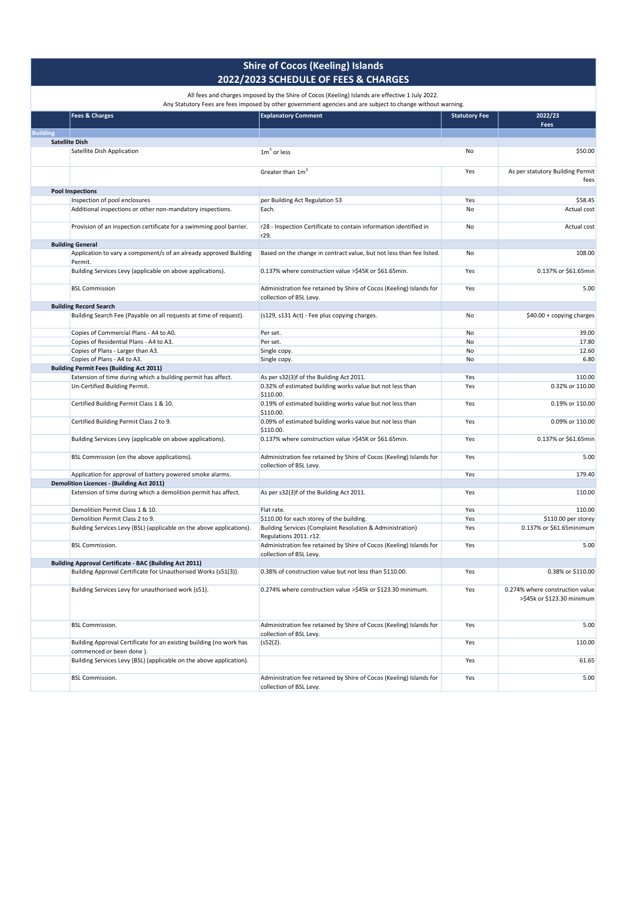# Shire of Cocos (Keeling) Islands
## 2022/2023 SCHEDULE OF FEES & CHARGES

All fees and charges imposed by the Shire of Cocos (Keeling) Islands are effective 1 July 2022.
Any Statutory Fees are fees imposed by other government agencies and are subject to change without warning.

| | Fees & Charges | Explanatory Comment | Statutory Fee | 2022/23 Fees |
|---|---|---|---|---|
| **Building** | | | | |
| **Satellite Dish** | | | | |
| | Satellite Dish Application | $1m^3$ or less | No | $50.00 |
| | | Greater than $1m^3$ | Yes | As per statutory Building Permit fees |
| **Pool Inspections** | | | | |
| | Inspection of pool enclosures | per Building Act Regulation 53 | Yes | $58.45 |
| | Additional inspections or other non-mandatory inspections. | Each. | No | Actual cost |
| | Provision of an inspection certificate for a swimming pool barrier. | r28 - Inspection Certificate to contain information identified in r29. | No | Actual cost |
| **Building General** | | | | |
| | Application to vary a component/s of an already approved Building Permit. | Based on the change in contract value, but not less than fee listed. | No | 108.00 |
| | Building Services Levy (applicable on above applications). | 0.137% where construction value >$45K or $61.65min. | Yes | 0.137% or $61.65min |
| | BSL Commission | Administration fee retained by Shire of Cocos (Keeling) Islands for collection of BSL Levy. | Yes | 5.00 |
| **Building Record Search** | | | | |
| | Building Search Fee (Payable on all requests at time of request). | (s129, s131 Act) - Fee plus copying charges. | No | $40.00 + copying charges |
| | Copies of Commercial Plans - A4 to A0. | Per set. | No | 39.00 |
| | Copies of Residential Plans - A4 to A3. | Per set. | No | 17.80 |
| | Copies of Plans - Larger than A3. | Single copy. | No | 12.60 |
| | Copies of Plans - A4 to A3. | Single copy. | No | 6.80 |
| **Building Permit Fees (Building Act 2011)** | | | | |
| | Extension of time during which a building permit has affect. | As per s32(3)f of the Building Act 2011. | Yes | 110.00 |
| | Un-Certified Building Permit. | 0.32% of estimated building works value but not less than $110.00. | Yes | 0.32% or 110.00 |
| | Certified Building Permit Class 1 & 10. | 0.19% of estimated building works value but not less than $110.00. | Yes | 0.19% or 110.00 |
| | Certified Building Permit Class 2 to 9. | 0.09% of estimated building works value but not less than $110.00. | Yes | 0.09% or 110.00 |
| | Building Services Levy (applicable on above applications). | 0.137% where construction value >$45K or $61.65min. | Yes | 0.137% or $61.65min |
| | BSL Commission (on the above applications). | Administration fee retained by Shire of Cocos (Keeling) Islands for collection of BSL Levy. | Yes | 5.00 |
| | Application for approval of battery powered smoke alarms. | | Yes | 179.40 |
| **Demolition Licences - (Building Act 2011)** | | | | |
| | Extension of time during which a demolition permit has affect. | As per s32(3)f of the Building Act 2011. | Yes | 110.00 |
| | Demolition Permit Class 1 & 10. | Flat rate. | Yes | 110.00 |
| | Demolition Permit Class 2 to 9. | $110.00 for each storey of the building. | Yes | $110.00 per storey |
| | Building Services Levy (BSL) (applicable on the above applications). | Building Services (Complaint Resolution & Administration) Regulations 2011. r12. | Yes | 0.137% or $61.65minimum |
| | BSL Commission. | Administration fee retained by Shire of Cocos (Keeling) Islands for collection of BSL Levy. | Yes | 5.00 |
| **Building Approval Certificate - BAC (Building Act 2011)** | | | | |
| | Building Approval Certificate for Unauthorised Works (s51(3)). | 0.38% of construction value but not less than $110.00. | Yes | 0.38% or $110.00 |
| | Building Services Levy for unauthorised work (s51). | 0.274% where construction value >$45k or $123.30 minimum. | Yes | 0.274% where construction value >$45k or $123.30 minimum |
| | BSL Commission. | Administration fee retained by Shire of Cocos (Keeling) Islands for collection of BSL Levy. | Yes | 5.00 |
| | Building Approval Certificate for an existing building (no work has commenced or been done ). | (s52(2). | Yes | 110.00 |
| | Building Services Levy (BSL) (applicable on the above application). | | Yes | 61.65 |
| | BSL Commission. | Administration fee retained by Shire of Cocos (Keeling) Islands for collection of BSL Levy. | Yes | 5.00 |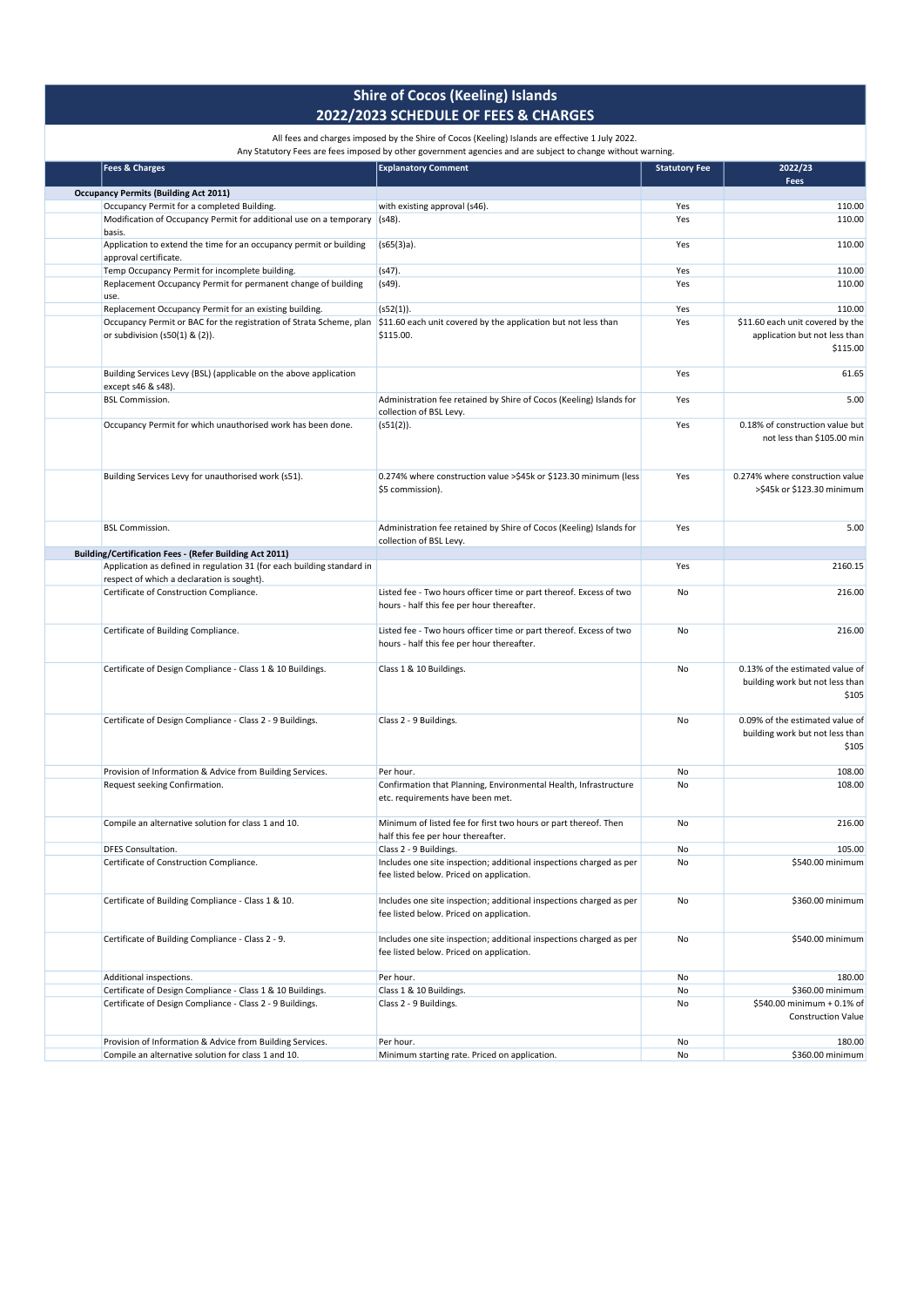# Shire of Cocos (Keeling) Islands
## 2022/2023 SCHEDULE OF FEES & CHARGES

All fees and charges imposed by the Shire of Cocos (Keeling) Islands are effective 1 July 2022.
Any Statutory Fees are fees imposed by other government agencies and are subject to change without warning.

| Fees & Charges | Explanatory Comment | Statutory Fee | 2022/23 Fees |
|---|---|---|---|
| **Occupancy Permits (Building Act 2011)** | | | |
| Occupancy Permit for a completed Building. | with existing approval (s46). | Yes | 110.00 |
| Modification of Occupancy Permit for additional use on a temporary basis. | (s48). | Yes | 110.00 |
| Application to extend the time for an occupancy permit or building approval certificate. | (s65(3)a). | Yes | 110.00 |
| Temp Occupancy Permit for incomplete building. | (s47). | Yes | 110.00 |
| Replacement Occupancy Permit for permanent change of building use. | (s49). | Yes | 110.00 |
| Replacement Occupancy Permit for an existing building. | (s52(1)). | Yes | 110.00 |
| Occupancy Permit or BAC for the registration of Strata Scheme, plan or subdivision (s50(1) & (2)). | $11.60 each unit covered by the application but not less than $115.00. | Yes | $11.60 each unit covered by the application but not less than $115.00 |
| Building Services Levy (BSL) (applicable on the above application except s46 & s48). | | Yes | 61.65 |
| BSL Commission. | Administration fee retained by Shire of Cocos (Keeling) Islands for collection of BSL Levy. | Yes | 5.00 |
| Occupancy Permit for which unauthorised work has been done. | (s51(2)). | Yes | 0.18% of construction value but not less than $105.00 min |
| Building Services Levy for unauthorised work (s51). | 0.274% where construction value >$45k or $123.30 minimum (less $5 commission). | Yes | 0.274% where construction value >$45k or $123.30 minimum |
| BSL Commission. | Administration fee retained by Shire of Cocos (Keeling) Islands for collection of BSL Levy. | Yes | 5.00 |
| **Building/Certification Fees - (Refer Building Act 2011)** | | | |
| Application as defined in regulation 31 (for each building standard in respect of which a declaration is sought). | | Yes | 2160.15 |
| Certificate of Construction Compliance. | Listed fee - Two hours officer time or part thereof. Excess of two hours - half this fee per hour thereafter. | No | 216.00 |
| Certificate of Building Compliance. | Listed fee - Two hours officer time or part thereof. Excess of two hours - half this fee per hour thereafter. | No | 216.00 |
| Certificate of Design Compliance - Class 1 & 10 Buildings. | Class 1 & 10 Buildings. | No | 0.13% of the estimated value of building work but not less than $105 |
| Certificate of Design Compliance - Class 2 - 9 Buildings. | Class 2 - 9 Buildings. | No | 0.09% of the estimated value of building work but not less than $105 |
| Provision of Information & Advice from Building Services. | Per hour. | No | 108.00 |
| Request seeking Confirmation. | Confirmation that Planning, Environmental Health, Infrastructure etc. requirements have been met. | No | 108.00 |
| Compile an alternative solution for class 1 and 10. | Minimum of listed fee for first two hours or part thereof. Then half this fee per hour thereafter. | No | 216.00 |
| DFES Consultation. | Class 2 - 9 Buildings. | No | 105.00 |
| Certificate of Construction Compliance. | Includes one site inspection; additional inspections charged as per fee listed below. Priced on application. | No | $540.00 minimum |
| Certificate of Building Compliance - Class 1 & 10. | Includes one site inspection; additional inspections charged as per fee listed below. Priced on application. | No | $360.00 minimum |
| Certificate of Building Compliance - Class 2 - 9. | Includes one site inspection; additional inspections charged as per fee listed below. Priced on application. | No | $540.00 minimum |
| Additional inspections. | Per hour. | No | 180.00 |
| Certificate of Design Compliance - Class 1 & 10 Buildings. | Class 1 & 10 Buildings. | No | $360.00 minimum |
| Certificate of Design Compliance - Class 2 - 9 Buildings. | Class 2 - 9 Buildings. | No | $540.00 minimum + 0.1% of Construction Value |
| Provision of Information & Advice from Building Services. | Per hour. | No | 180.00 |
| Compile an alternative solution for class 1 and 10. | Minimum starting rate. Priced on application. | No | $360.00 minimum |